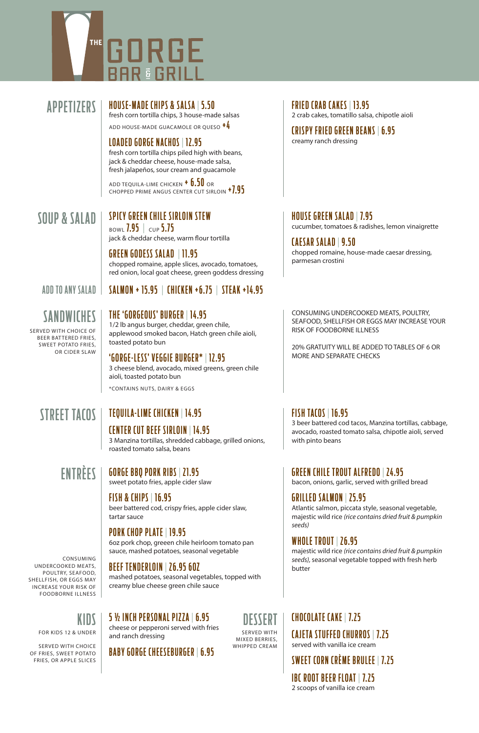# THE GORGE BAR & GRILL

## APPETIZERS

### HOUSE-MADE CHIPS & SALSA | 5.50
fresh corn tortilla chips, 3 house-made salsas

ADD HOUSE-MADE GUACAMOLE OR QUESO +4

### LOADED GORGE NACHOS | 12.95
fresh corn tortilla chips piled high with beans, jack & cheddar cheese, house-made salsa, fresh jalapeños, sour cream and guacamole

ADD TEQUILA-LIME CHICKEN + 6.50 OR CHOPPED PRIME ANGUS CENTER CUT SIRLOIN +7.95

### FRIED CRAB CAKES | 13.95
2 crab cakes, tomatillo salsa, chipotle aioli

### CRISPY FRIED GREEN BEANS | 6.95
creamy ranch dressing

## SOUP & SALAD

### SPICY GREEN CHILE SIRLOIN STEW
BOWL 7.95 | CUP 5.75

jack & cheddar cheese, warm flour tortilla

### GREEN GODESS SALAD | 11.95
chopped romaine, apple slices, avocado, tomatoes, red onion, local goat cheese, green goddess dressing

### HOUSE GREEN SALAD | 7.95
cucumber, tomatoes & radishes, lemon vinaigrette

### CAESAR SALAD | 9.50
chopped romaine, house-made caesar dressing, parmesan crostini

### ADD TO ANY SALAD
SALMON + 15.95 | CHICKEN +6.75 | STEAK +14.95

## SANDWICHES
SERVED WITH CHOICE OF BEER BATTERED FRIES, SWEET POTATO FRIES, OR CIDER SLAW

### THE 'GORGEOUS' BURGER | 14.95
1/2 lb angus burger, cheddar, green chile, applewood smoked bacon, Hatch green chile aioli, toasted potato bun

### 'GORGE-LESS' VEGGIE BURGER* | 12.95
3 cheese blend, avocado, mixed greens, green chile aioli, toasted potato bun

*CONTAINS NUTS, DAIRY & EGGS

CONSUMING UNDERCOOKED MEATS, POULTRY, SEAFOOD, SHELLFISH OR EGGS MAY INCREASE YOUR RISK OF FOODBORNE ILLNESS

20% GRATUITY WILL BE ADDED TO TABLES OF 6 OR MORE AND SEPARATE CHECKS

## STREET TACOS

### TEQUILA-LIME CHICKEN | 14.95

### CENTER CUT BEEF SIRLOIN | 14.95
3 Manzina tortillas, shredded cabbage, grilled onions, roasted tomato salsa, beans

### FISH TACOS | 16.95
3 beer battered cod tacos, Manzina tortillas, cabbage, avocado, roasted tomato salsa, chipotle aioli, served with pinto beans

## ENTRÈES

### GORGE BBQ PORK RIBS | 21.95
sweet potato fries, apple cider slaw

### FISH & CHIPS | 16.95
beer battered cod, crispy fries, apple cider slaw, tartar sauce

### PORK CHOP PLATE | 19.95
6oz pork chop, greeen chile heirloom tomato pan sauce, mashed potatoes, seasonal vegetable

### BEEF TENDERLOIN | 26.95 6OZ
mashed potatoes, seasonal vegetables, topped with creamy blue cheese green chile sauce

### GREEN CHILE TROUT ALFREDO | 24.95
bacon, onions, garlic, served with grilled bread

### GRILLED SALMON | 25.95
Atlantic salmon, piccata style, seasonal vegetable, majestic wild rice *(rice contains dried fruit & pumpkin seeds)*

### WHOLE TROUT | 26.95
majestic wild rice *(rice contains dried fruit & pumpkin seeds)*, seasonal vegetable topped with fresh herb butter

CONSUMING UNDERCOOKED MEATS, POULTRY, SEAFOOD, SHELLFISH, OR EGGS MAY INCREASE YOUR RISK OF FOODBORNE ILLNESS

## KIDS
FOR KIDS 12 & UNDER

SERVED WITH CHOICE OF FRIES, SWEET POTATO FRIES, OR APPLE SLICES

### 5 ½ INCH PERSONAL PIZZA | 6.95
cheese or pepperoni served with fries and ranch dressing

### BABY GORGE CHEESEBURGER | 6.95

## DESSERT
SERVED WITH MIXED BERRIES, WHIPPED CREAM

### CHOCOLATE CAKE | 7.25

### CAJETA STUFFED CHURROS | 7.25
served with vanilla ice cream

### SWEET CORN CRÈME BRULEE | 7.25

### IBC ROOT BEER FLOAT | 7.25
2 scoops of vanilla ice cream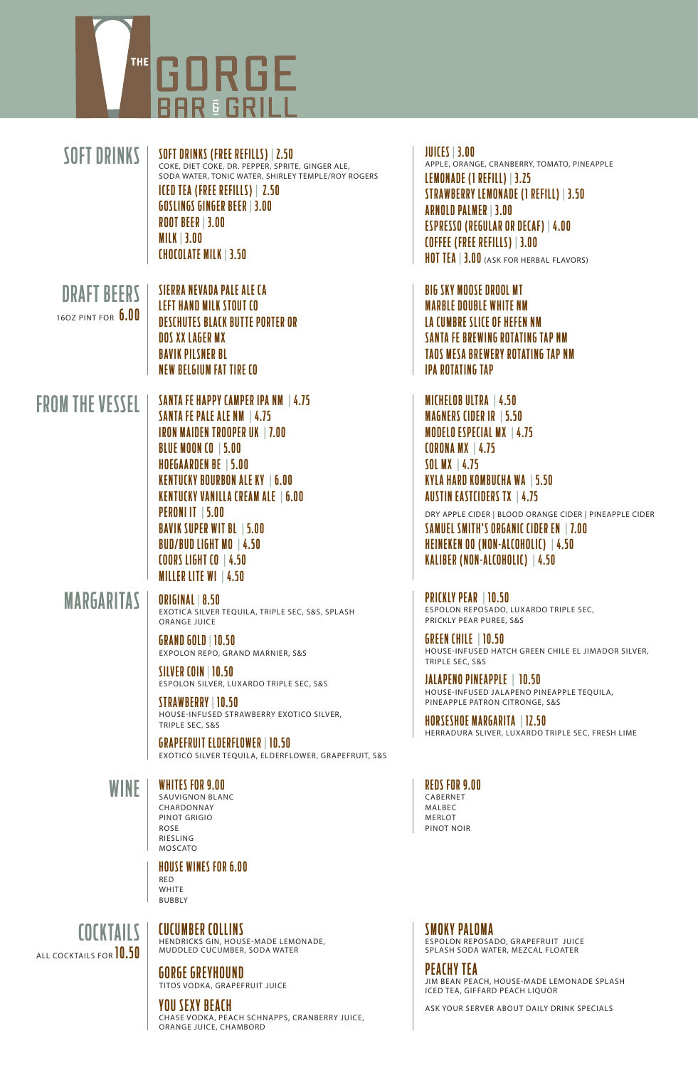# THE GORGE BAR & GRILL

## SOFT DRINKS

**SOFT DRINKS (FREE REFILLS) | 2.50**
COKE, DIET COKE, DR. PEPPER, SPRITE, GINGER ALE, SODA WATER, TONIC WATER, SHIRLEY TEMPLE/ROY ROGERS

**ICED TEA (FREE REFILLS) | 2.50**

**GOSLINGS GINGER BEER | 3.00**

**ROOT BEER | 3.00**

**MILK | 3.00**

**CHOCOLATE MILK | 3.50**

**JUICES | 3.00**
APPLE, ORANGE, CRANBERRY, TOMATO, PINEAPPLE

**LEMONADE (1 REFILL) | 3.25**

**STRAWBERRY LEMONADE (1 REFILL) | 3.50**

**ARNOLD PALMER | 3.00**

**ESPRESSO (REGULAR OR DECAF) | 4.00**

**COFFEE (FREE REFILLS) | 3.00**

**HOT TEA | 3.00** (ASK FOR HERBAL FLAVORS)

## DRAFT BEERS

16OZ PINT FOR **6.00**

- SIERRA NEVADA PALE ALE CA
- LEFT HAND MILK STOUT CO
- DESCHUTES BLACK BUTTE PORTER OR
- DOS XX LAGER MX
- BAVIK PILSNER BL
- NEW BELGIUM FAT TIRE CO
- BIG SKY MOOSE DROOL MT
- MARBLE DOUBLE WHITE NM
- LA CUMBRE SLICE OF HEFEN NM
- SANTA FE BREWING ROTATING TAP NM
- TAOS MESA BREWERY ROTATING TAP NM
- IPA ROTATING TAP

## FROM THE VESSEL

- SANTA FE HAPPY CAMPER IPA NM | 4.75
- SANTA FE PALE ALE NM | 4.75
- IRON MAIDEN TROOPER UK | 7.00
- BLUE MOON CO | 5.00
- HOEGAARDEN BE | 5.00
- KENTUCKY BOURBON ALE KY | 6.00
- KENTUCKY VANILLA CREAM ALE | 6.00
- PERONI IT | 5.00
- BAVIK SUPER WIT BL | 5.00
- BUD/BUD LIGHT MO | 4.50
- COORS LIGHT CO | 4.50
- MILLER LITE WI | 4.50
- MICHELOB ULTRA | 4.50
- MAGNERS CIDER IR | 5.50
- MODELO ESPECIAL MX | 4.75
- CORONA MX | 4.75
- SOL MX | 4.75
- KYLA HARD KOMBUCHA WA | 5.50
- AUSTIN EASTCIDERS TX | 4.75
  DRY APPLE CIDER | BLOOD ORANGE CIDER | PINEAPPLE CIDER
- SAMUEL SMITH'S ORGANIC CIDER EN | 7.00
- HEINEKEN 00 (NON-ALCOHOLIC) | 4.50
- KALIBER (NON-ALCOHOLIC) | 4.50

## MARGARITAS

**ORIGINAL | 8.50**
EXOTICA SILVER TEQUILA, TRIPLE SEC, S&S, SPLASH ORANGE JUICE

**GRAND GOLD | 10.50**
EXPOLON REPO, GRAND MARNIER, S&S

**SILVER COIN | 10.50**
ESPOLON SILVER, LUXARDO TRIPLE SEC, S&S

**STRAWBERRY | 10.50**
HOUSE-INFUSED STRAWBERRY EXOTICO SILVER, TRIPLE SEC, S&S

**GRAPEFRUIT ELDERFLOWER | 10.50**
EXOTICO SILVER TEQUILA, ELDERFLOWER, GRAPEFRUIT, S&S

**PRICKLY PEAR | 10.50**
ESPOLON REPOSADO, LUXARDO TRIPLE SEC, PRICKLY PEAR PUREE, S&S

**GREEN CHILE | 10.50**
HOUSE-INFUSED HATCH GREEN CHILE EL JIMADOR SILVER, TRIPLE SEC, S&S

**JALAPENO PINEAPPLE | 10.50**
HOUSE-INFUSED JALAPENO PINEAPPLE TEQUILA, PINEAPPLE PATRON CITRONGE, S&S

**HORSESHOE MARGARITA | 12.50**
HERRADURA SLIVER, LUXARDO TRIPLE SEC, FRESH LIME

## WINE

**WHITES FOR 9.00**
- SAUVIGNON BLANC
- CHARDONNAY
- PINOT GRIGIO
- ROSE
- RIESLING
- MOSCATO

**REDS FOR 9.00**
- CABERNET
- MALBEC
- MERLOT
- PINOT NOIR

**HOUSE WINES FOR 6.00**
- RED
- WHITE
- BUBBLY

## COCKTAILS

ALL COCKTAILS FOR **10.50**

**CUCUMBER COLLINS**
HENDRICKS GIN, HOUSE-MADE LEMONADE, MUDDLED CUCUMBER, SODA WATER

**GORGE GREYHOUND**
TITOS VODKA, GRAPEFRUIT JUICE

**YOU SEXY BEACH**
CHASE VODKA, PEACH SCHNAPPS, CRANBERRY JUICE, ORANGE JUICE, CHAMBORD

**SMOKY PALOMA**
ESPOLON REPOSADO, GRAPEFRUIT JUICE SPLASH SODA WATER, MEZCAL FLOATER

**PEACHY TEA**
JIM BEAN PEACH, HOUSE-MADE LEMONADE SPLASH ICED TEA, GIFFARD PEACH LIQUOR

ASK YOUR SERVER ABOUT DAILY DRINK SPECIALS